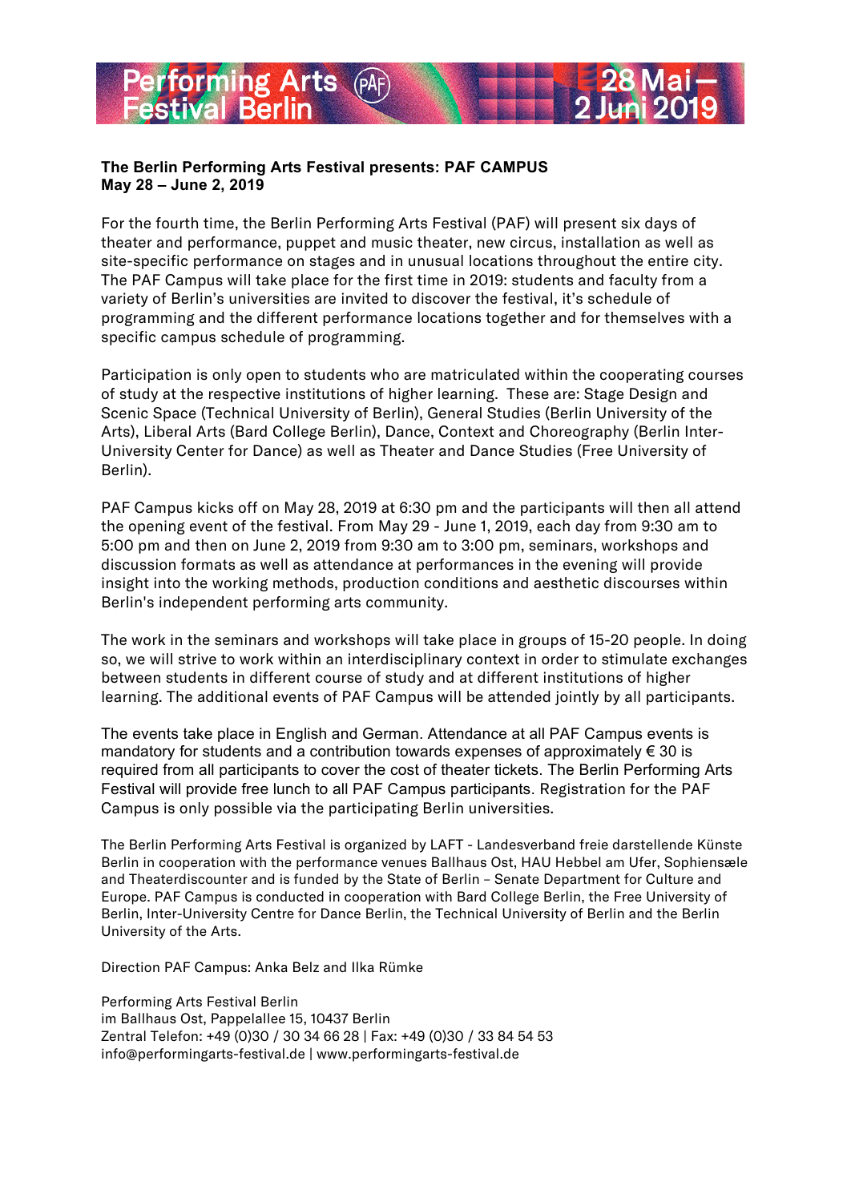Performing Arts Festival Berlin (PAF) 28 Mai — 2 Juni 2019

**The Berlin Performing Arts Festival presents: PAF CAMPUS**
**May 28 – June 2, 2019**

For the fourth time, the Berlin Performing Arts Festival (PAF) will present six days of theater and performance, puppet and music theater, new circus, installation as well as site-specific performance on stages and in unusual locations throughout the entire city. The PAF Campus will take place for the first time in 2019: students and faculty from a variety of Berlin's universities are invited to discover the festival, it's schedule of programming and the different performance locations together and for themselves with a specific campus schedule of programming.

Participation is only open to students who are matriculated within the cooperating courses of study at the respective institutions of higher learning. These are: Stage Design and Scenic Space (Technical University of Berlin), General Studies (Berlin University of the Arts), Liberal Arts (Bard College Berlin), Dance, Context and Choreography (Berlin Inter-University Center for Dance) as well as Theater and Dance Studies (Free University of Berlin).

PAF Campus kicks off on May 28, 2019 at 6:30 pm and the participants will then all attend the opening event of the festival. From May 29 - June 1, 2019, each day from 9:30 am to 5:00 pm and then on June 2, 2019 from 9:30 am to 3:00 pm, seminars, workshops and discussion formats as well as attendance at performances in the evening will provide insight into the working methods, production conditions and aesthetic discourses within Berlin's independent performing arts community.

The work in the seminars and workshops will take place in groups of 15-20 people. In doing so, we will strive to work within an interdisciplinary context in order to stimulate exchanges between students in different course of study and at different institutions of higher learning. The additional events of PAF Campus will be attended jointly by all participants.

The events take place in English and German. Attendance at all PAF Campus events is mandatory for students and a contribution towards expenses of approximately € 30 is required from all participants to cover the cost of theater tickets. The Berlin Performing Arts Festival will provide free lunch to all PAF Campus participants. Registration for the PAF Campus is only possible via the participating Berlin universities.

The Berlin Performing Arts Festival is organized by LAFT - Landesverband freie darstellende Künste Berlin in cooperation with the performance venues Ballhaus Ost, HAU Hebbel am Ufer, Sophiensæle and Theaterdiscounter and is funded by the State of Berlin – Senate Department for Culture and Europe. PAF Campus is conducted in cooperation with Bard College Berlin, the Free University of Berlin, Inter-University Centre for Dance Berlin, the Technical University of Berlin and the Berlin University of the Arts.

Direction PAF Campus: Anka Belz and Ilka Rümke

Performing Arts Festival Berlin
im Ballhaus Ost, Pappelallee 15, 10437 Berlin
Zentral Telefon: +49 (0)30 / 30 34 66 28 | Fax: +49 (0)30 / 33 84 54 53
info@performingarts-festival.de | www.performingarts-festival.de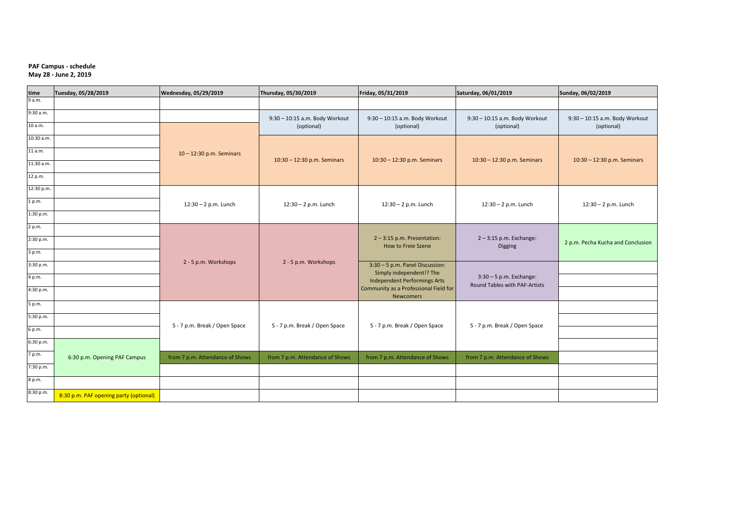**PAF Campus - schedule**
**May 28 - June 2, 2019**

| time | Tuesday, 05/28/2019 | Wednesday, 05/29/2019 | Thursday, 05/30/2019 | Friday, 05/31/2019 | Saturday, 06/01/2019 | Sunday, 06/02/2019 |
|---|---|---|---|---|---|---|
| 9 a.m. | | | | | | |
| 9:30 a.m. | | | 9:30 – 10:15 a.m. Body Workout (optional) | 9:30 – 10:15 a.m. Body Workout (optional) | 9:30 – 10:15 a.m. Body Workout (optional) | 9:30 – 10:15 a.m. Body Workout (optional) |
| 10 a.m. | | 10 – 12:30 p.m. Seminars | | | | |
| 10:30 a.m. | | | 10:30 – 12:30 p.m. Seminars | 10:30 – 12:30 p.m. Seminars | 10:30 – 12:30 p.m. Seminars | 10:30 – 12:30 p.m. Seminars |
| 11 a.m. | | | | | | |
| 11:30 a.m. | | | | | | |
| 12 p.m. | | | | | | |
| 12:30 p.m. | | 12:30 – 2 p.m. Lunch | 12:30 – 2 p.m. Lunch | 12:30 – 2 p.m. Lunch | 12:30 – 2 p.m. Lunch | 12:30 – 2 p.m. Lunch |
| 1 p.m. | | | | | | |
| 1:30 p.m. | | | | | | |
| 2 p.m. | | 2 - 5 p.m. Workshops | 2 - 5 p.m. Workshops | 2 – 3:15 p.m. Presentation: How to Freie Szene | 2 – 3:15 p.m. Exchange: Digging | 2 p.m. Pecha Kucha and Conclusion |
| 2:30 p.m. | | | | | | |
| 3 p.m. | | | | | | |
| 3:30 p.m. | | | | 3:30 – 5 p.m. Panel Discussion: Simply independent!? The Independent Performings Arts Community as a Professional Field for Newcomers | 3:30 – 5 p.m. Exchange: Round Tables with PAF-Artists | |
| 4 p.m. | | | | | | |
| 4:30 p.m. | | | | | | |
| 5 p.m. | | 5 - 7 p.m. Break / Open Space | 5 - 7 p.m. Break / Open Space | 5 - 7 p.m. Break / Open Space | 5 - 7 p.m. Break / Open Space | |
| 5:30 p.m. | | | | | | |
| 6 p.m. | | | | | | |
| 6:30 p.m. | 6:30 p.m. Opening PAF Campus | | | | | |
| 7 p.m. | | from 7 p.m. Attendance of Shows | from 7 p.m. Attendance of Shows | from 7 p.m. Attendance of Shows | from 7 p.m. Attendance of Shows | |
| 7:30 p.m. | | | | | | |
| 8 p.m. | | | | | | |
| 8:30 p.m. | 8:30 p.m. PAF opening party (optional) | | | | | |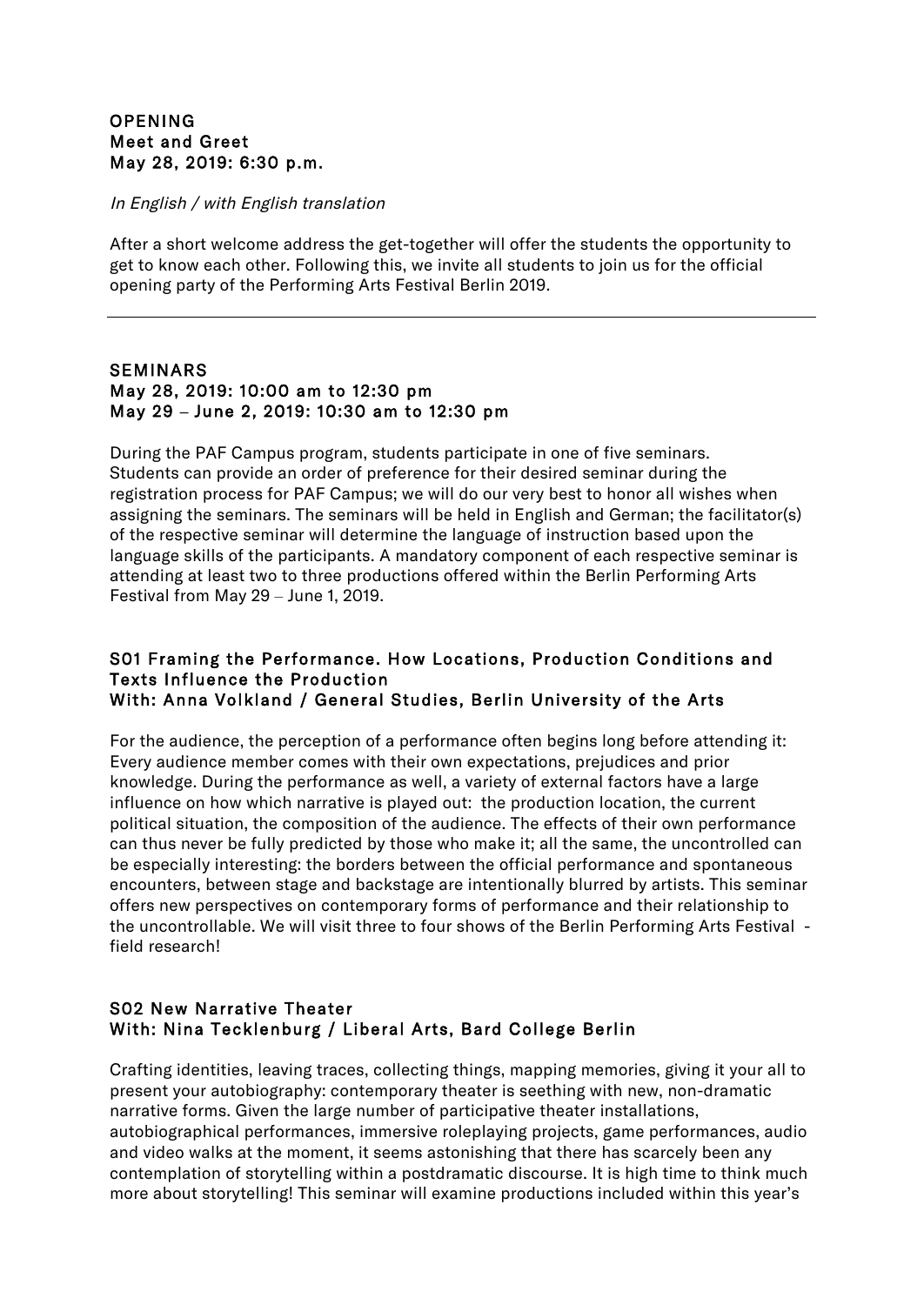**OPENING**
**Meet and Greet**
**May 28, 2019: 6:30 p.m.**

*In English / with English translation*

After a short welcome address the get-together will offer the students the opportunity to get to know each other. Following this, we invite all students to join us for the official opening party of the Performing Arts Festival Berlin 2019.

---

**SEMINARS**
**May 28, 2019: 10:00 am to 12:30 pm**
**May 29 – June 2, 2019: 10:30 am to 12:30 pm**

During the PAF Campus program, students participate in one of five seminars. Students can provide an order of preference for their desired seminar during the registration process for PAF Campus; we will do our very best to honor all wishes when assigning the seminars. The seminars will be held in English and German; the facilitator(s) of the respective seminar will determine the language of instruction based upon the language skills of the participants. A mandatory component of each respective seminar is attending at least two to three productions offered within the Berlin Performing Arts Festival from May 29 – June 1, 2019.

**S01 Framing the Performance. How Locations, Production Conditions and Texts Influence the Production**
**With: Anna Volkland / General Studies, Berlin University of the Arts**

For the audience, the perception of a performance often begins long before attending it: Every audience member comes with their own expectations, prejudices and prior knowledge. During the performance as well, a variety of external factors have a large influence on how which narrative is played out: the production location, the current political situation, the composition of the audience. The effects of their own performance can thus never be fully predicted by those who make it; all the same, the uncontrolled can be especially interesting: the borders between the official performance and spontaneous encounters, between stage and backstage are intentionally blurred by artists. This seminar offers new perspectives on contemporary forms of performance and their relationship to the uncontrollable. We will visit three to four shows of the Berlin Performing Arts Festival - field research!

**S02 New Narrative Theater**
**With: Nina Tecklenburg / Liberal Arts, Bard College Berlin**

Crafting identities, leaving traces, collecting things, mapping memories, giving it your all to present your autobiography: contemporary theater is seething with new, non-dramatic narrative forms. Given the large number of participative theater installations, autobiographical performances, immersive roleplaying projects, game performances, audio and video walks at the moment, it seems astonishing that there has scarcely been any contemplation of storytelling within a postdramatic discourse. It is high time to think much more about storytelling! This seminar will examine productions included within this year's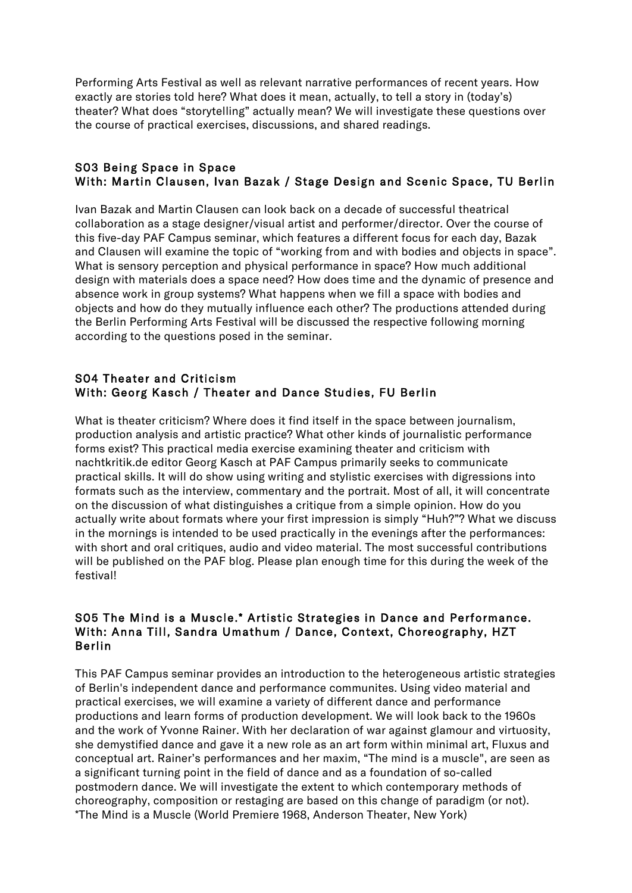Performing Arts Festival as well as relevant narrative performances of recent years. How exactly are stories told here? What does it mean, actually, to tell a story in (today's) theater? What does "storytelling" actually mean? We will investigate these questions over the course of practical exercises, discussions, and shared readings.

## S03 Being Space in Space
## With: Martin Clausen, Ivan Bazak / Stage Design and Scenic Space, TU Berlin

Ivan Bazak and Martin Clausen can look back on a decade of successful theatrical collaboration as a stage designer/visual artist and performer/director. Over the course of this five-day PAF Campus seminar, which features a different focus for each day, Bazak and Clausen will examine the topic of "working from and with bodies and objects in space". What is sensory perception and physical performance in space? How much additional design with materials does a space need? How does time and the dynamic of presence and absence work in group systems? What happens when we fill a space with bodies and objects and how do they mutually influence each other? The productions attended during the Berlin Performing Arts Festival will be discussed the respective following morning according to the questions posed in the seminar.

## S04 Theater and Criticism
## With: Georg Kasch / Theater and Dance Studies, FU Berlin

What is theater criticism? Where does it find itself in the space between journalism, production analysis and artistic practice? What other kinds of journalistic performance forms exist? This practical media exercise examining theater and criticism with nachtkritik.de editor Georg Kasch at PAF Campus primarily seeks to communicate practical skills. It will do show using writing and stylistic exercises with digressions into formats such as the interview, commentary and the portrait. Most of all, it will concentrate on the discussion of what distinguishes a critique from a simple opinion. How do you actually write about formats where your first impression is simply "Huh?"? What we discuss in the mornings is intended to be used practically in the evenings after the performances: with short and oral critiques, audio and video material. The most successful contributions will be published on the PAF blog. Please plan enough time for this during the week of the festival!

## S05 The Mind is a Muscle.* Artistic Strategies in Dance and Performance.
## With: Anna Till, Sandra Umathum / Dance, Context, Choreography, HZT Berlin

This PAF Campus seminar provides an introduction to the heterogeneous artistic strategies of Berlin's independent dance and performance communites. Using video material and practical exercises, we will examine a variety of different dance and performance productions and learn forms of production development. We will look back to the 1960s and the work of Yvonne Rainer. With her declaration of war against glamour and virtuosity, she demystified dance and gave it a new role as an art form within minimal art, Fluxus and conceptual art. Rainer's performances and her maxim, "The mind is a muscle", are seen as a significant turning point in the field of dance and as a foundation of so-called postmodern dance. We will investigate the extent to which contemporary methods of choreography, composition or restaging are based on this change of paradigm (or not).

*The Mind is a Muscle (World Premiere 1968, Anderson Theater, New York)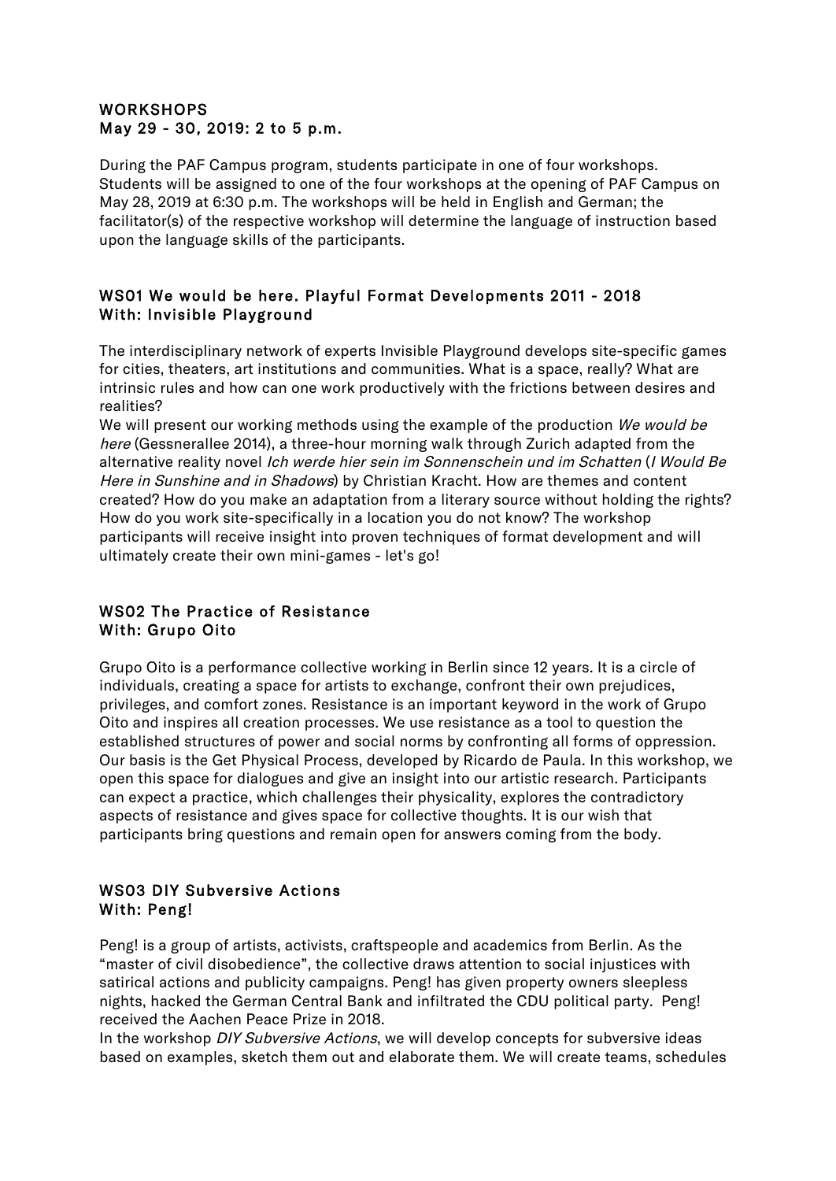## WORKSHOPS
## May 29 - 30, 2019: 2 to 5 p.m.

During the PAF Campus program, students participate in one of four workshops. Students will be assigned to one of the four workshops at the opening of PAF Campus on May 28, 2019 at 6:30 p.m. The workshops will be held in English and German; the facilitator(s) of the respective workshop will determine the language of instruction based upon the language skills of the participants.

### WS01 We would be here. Playful Format Developments 2011 - 2018
### With: Invisible Playground

The interdisciplinary network of experts Invisible Playground develops site-specific games for cities, theaters, art institutions and communities. What is a space, really? What are intrinsic rules and how can one work productively with the frictions between desires and realities?
We will present our working methods using the example of the production *We would be here* (Gessnerallee 2014), a three-hour morning walk through Zurich adapted from the alternative reality novel *Ich werde hier sein im Sonnenschein und im Schatten* (*I Would Be Here in Sunshine and in Shadows*) by Christian Kracht. How are themes and content created? How do you make an adaptation from a literary source without holding the rights? How do you work site-specifically in a location you do not know? The workshop participants will receive insight into proven techniques of format development and will ultimately create their own mini-games - let's go!

### WS02 The Practice of Resistance
### With: Grupo Oito

Grupo Oito is a performance collective working in Berlin since 12 years. It is a circle of individuals, creating a space for artists to exchange, confront their own prejudices, privileges, and comfort zones. Resistance is an important keyword in the work of Grupo Oito and inspires all creation processes. We use resistance as a tool to question the established structures of power and social norms by confronting all forms of oppression. Our basis is the Get Physical Process, developed by Ricardo de Paula. In this workshop, we open this space for dialogues and give an insight into our artistic research. Participants can expect a practice, which challenges their physicality, explores the contradictory aspects of resistance and gives space for collective thoughts. It is our wish that participants bring questions and remain open for answers coming from the body.

### WS03 DIY Subversive Actions
### With: Peng!

Peng! is a group of artists, activists, craftspeople and academics from Berlin. As the "master of civil disobedience", the collective draws attention to social injustices with satirical actions and publicity campaigns. Peng! has given property owners sleepless nights, hacked the German Central Bank and infiltrated the CDU political party. Peng! received the Aachen Peace Prize in 2018.
In the workshop *DIY Subversive Actions*, we will develop concepts for subversive ideas based on examples, sketch them out and elaborate them. We will create teams, schedules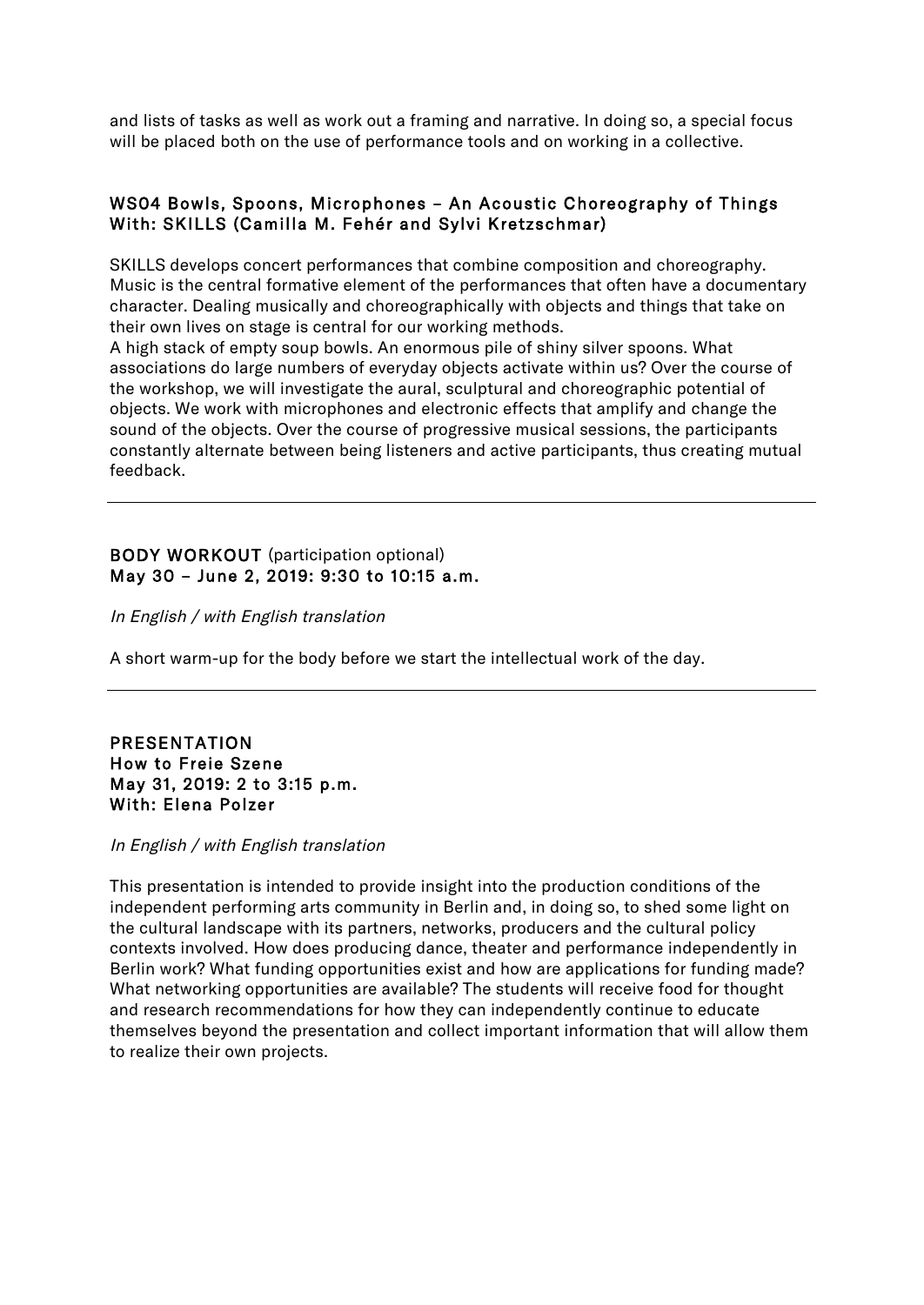and lists of tasks as well as work out a framing and narrative. In doing so, a special focus will be placed both on the use of performance tools and on working in a collective.

### WS04 Bowls, Spoons, Microphones – An Acoustic Choreography of Things
### With: SKILLS (Camilla M. Fehér and Sylvi Kretzschmar)

SKILLS develops concert performances that combine composition and choreography. Music is the central formative element of the performances that often have a documentary character. Dealing musically and choreographically with objects and things that take on their own lives on stage is central for our working methods.

A high stack of empty soup bowls. An enormous pile of shiny silver spoons. What associations do large numbers of everyday objects activate within us? Over the course of the workshop, we will investigate the aural, sculptural and choreographic potential of objects. We work with microphones and electronic effects that amplify and change the sound of the objects. Over the course of progressive musical sessions, the participants constantly alternate between being listeners and active participants, thus creating mutual feedback.

---

**BODY WORKOUT** (participation optional)
**May 30 – June 2, 2019: 9:30 to 10:15 a.m.**

*In English / with English translation*

A short warm-up for the body before we start the intellectual work of the day.

---

**PRESENTATION**
**How to Freie Szene**
**May 31, 2019: 2 to 3:15 p.m.**
**With: Elena Polzer**

*In English / with English translation*

This presentation is intended to provide insight into the production conditions of the independent performing arts community in Berlin and, in doing so, to shed some light on the cultural landscape with its partners, networks, producers and the cultural policy contexts involved. How does producing dance, theater and performance independently in Berlin work? What funding opportunities exist and how are applications for funding made? What networking opportunities are available? The students will receive food for thought and research recommendations for how they can independently continue to educate themselves beyond the presentation and collect important information that will allow them to realize their own projects.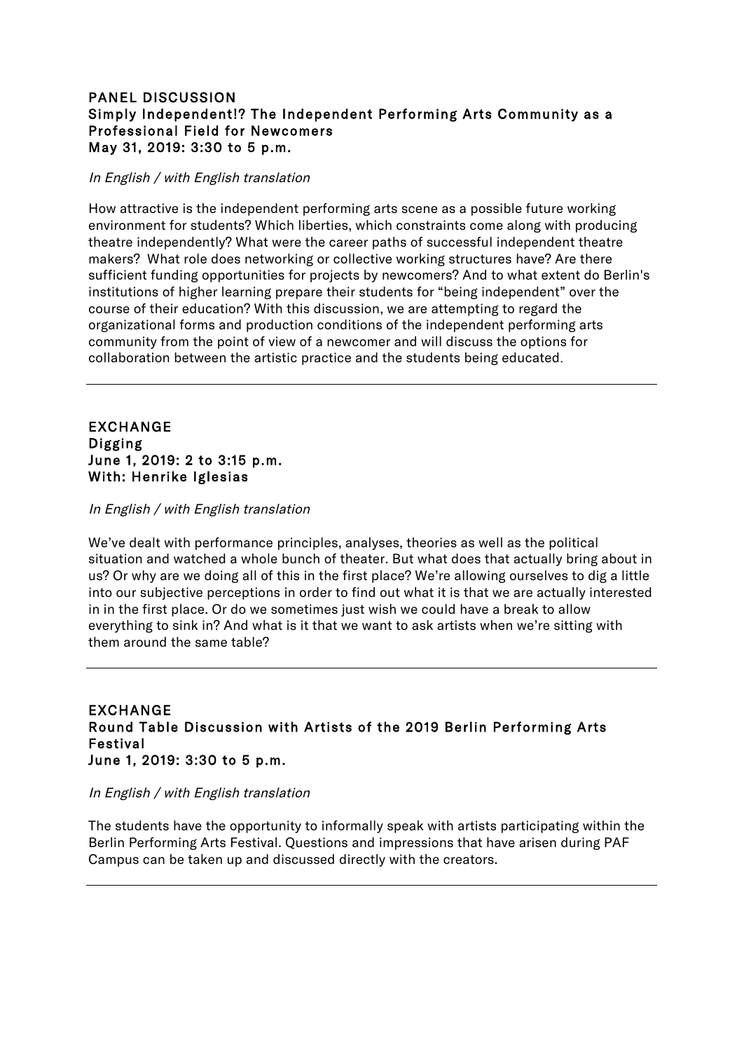## PANEL DISCUSSION
## Simply Independent!? The Independent Performing Arts Community as a Professional Field for Newcomers
## May 31, 2019: 3:30 to 5 p.m.

*In English / with English translation*

How attractive is the independent performing arts scene as a possible future working environment for students? Which liberties, which constraints come along with producing theatre independently? What were the career paths of successful independent theatre makers? What role does networking or collective working structures have? Are there sufficient funding opportunities for projects by newcomers? And to what extent do Berlin's institutions of higher learning prepare their students for "being independent" over the course of their education? With this discussion, we are attempting to regard the organizational forms and production conditions of the independent performing arts community from the point of view of a newcomer and will discuss the options for collaboration between the artistic practice and the students being educated.

---

## EXCHANGE
## Digging
## June 1, 2019: 2 to 3:15 p.m.
## With: Henrike Iglesias

*In English / with English translation*

We've dealt with performance principles, analyses, theories as well as the political situation and watched a whole bunch of theater. But what does that actually bring about in us? Or why are we doing all of this in the first place? We're allowing ourselves to dig a little into our subjective perceptions in order to find out what it is that we are actually interested in in the first place. Or do we sometimes just wish we could have a break to allow everything to sink in? And what is it that we want to ask artists when we're sitting with them around the same table?

---

## EXCHANGE
## Round Table Discussion with Artists of the 2019 Berlin Performing Arts Festival
## June 1, 2019: 3:30 to 5 p.m.

*In English / with English translation*

The students have the opportunity to informally speak with artists participating within the Berlin Performing Arts Festival. Questions and impressions that have arisen during PAF Campus can be taken up and discussed directly with the creators.

---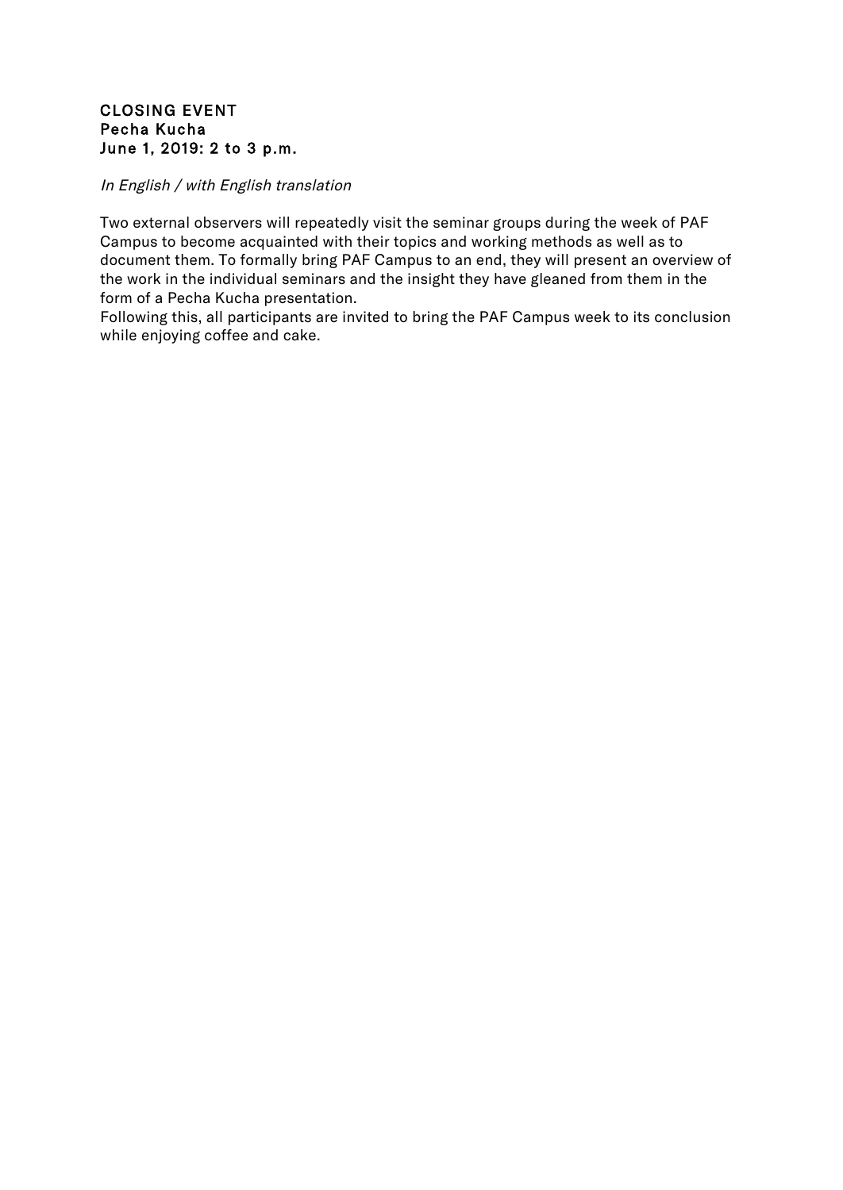**CLOSING EVENT**
**Pecha Kucha**
**June 1, 2019: 2 to 3 p.m.**

*In English / with English translation*

Two external observers will repeatedly visit the seminar groups during the week of PAF Campus to become acquainted with their topics and working methods as well as to document them. To formally bring PAF Campus to an end, they will present an overview of the work in the individual seminars and the insight they have gleaned from them in the form of a Pecha Kucha presentation.
Following this, all participants are invited to bring the PAF Campus week to its conclusion while enjoying coffee and cake.